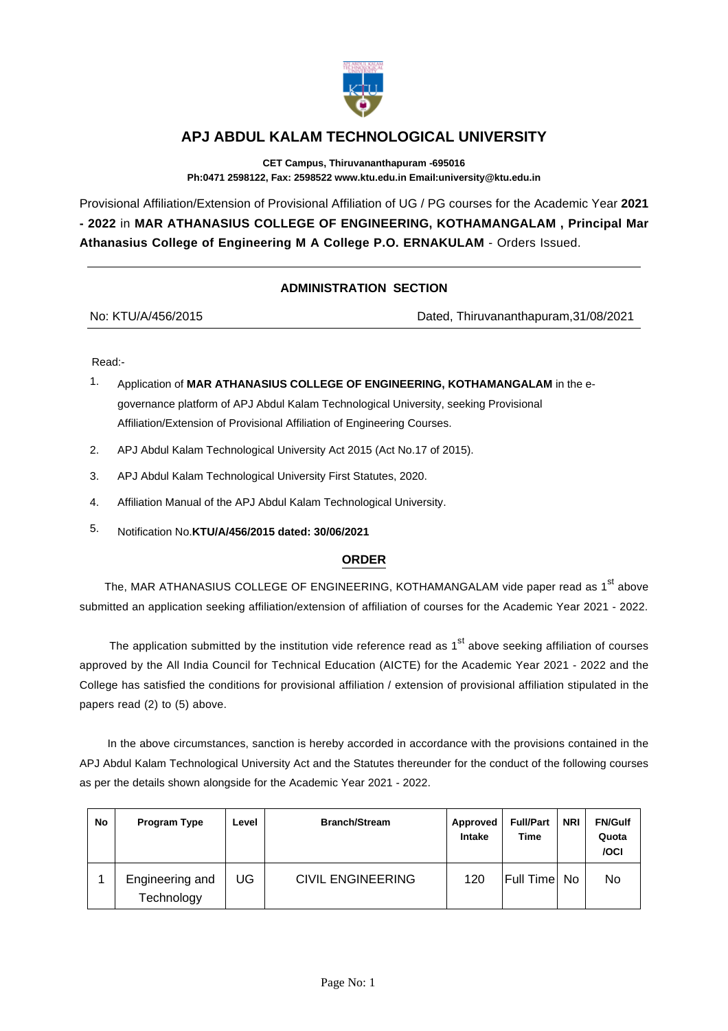# APJ ABDUL KALAM TECHNOLOGICAL UNIVERSITY

**CET Campus, Thiruvananthapuram -695016**
**Ph:0471 2598122, Fax: 2598522 www.ktu.edu.in Email:university@ktu.edu.in**

Provisional Affiliation/Extension of Provisional Affiliation of UG / PG courses for the Academic Year **2021 - 2022** in **MAR ATHANASIUS COLLEGE OF ENGINEERING, KOTHAMANGALAM , Principal Mar Athanasius College of Engineering M A College P.O. ERNAKULAM** - Orders Issued.

---

**ADMINISTRATION SECTION**

No: KTU/A/456/2015 Dated, Thiruvananthapuram,31/08/2021

Read:-

1. Application of **MAR ATHANASIUS COLLEGE OF ENGINEERING, KOTHAMANGALAM** in the e-governance platform of APJ Abdul Kalam Technological University, seeking Provisional Affiliation/Extension of Provisional Affiliation of Engineering Courses.
2. APJ Abdul Kalam Technological University Act 2015 (Act No.17 of 2015).
3. APJ Abdul Kalam Technological University First Statutes, 2020.
4. Affiliation Manual of the APJ Abdul Kalam Technological University.
5. Notification No.**KTU/A/456/2015 dated: 30/06/2021**

## ORDER

The, MAR ATHANASIUS COLLEGE OF ENGINEERING, KOTHAMANGALAM vide paper read as 1st above submitted an application seeking affiliation/extension of affiliation of courses for the Academic Year 2021 - 2022.

The application submitted by the institution vide reference read as 1st above seeking affiliation of courses approved by the All India Council for Technical Education (AICTE) for the Academic Year 2021 - 2022 and the College has satisfied the conditions for provisional affiliation / extension of provisional affiliation stipulated in the papers read (2) to (5) above.

In the above circumstances, sanction is hereby accorded in accordance with the provisions contained in the APJ Abdul Kalam Technological University Act and the Statutes thereunder for the conduct of the following courses as per the details shown alongside for the Academic Year 2021 - 2022.

| No | Program Type | Level | Branch/Stream | Approved Intake | Full/Part Time | NRI | FN/Gulf Quota /OCI |
|---|---|---|---|---|---|---|---|
| 1 | Engineering and Technology | UG | CIVIL ENGINEERING | 120 | Full Time | No | No |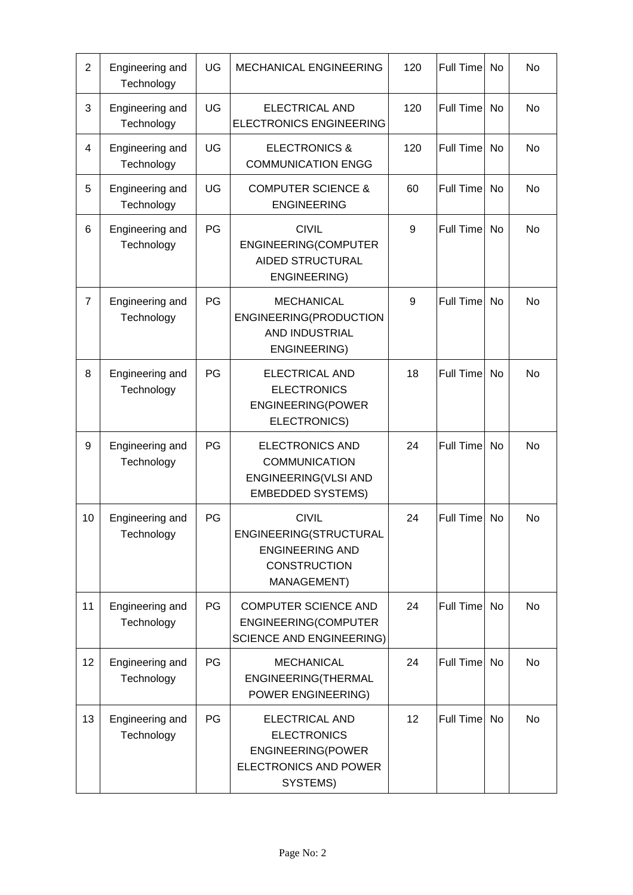| 2 | Engineering and Technology | UG | MECHANICAL ENGINEERING | 120 | Full Time | No | No |
|---|---|---|---|---|---|---|---|
| 3 | Engineering and Technology | UG | ELECTRICAL AND ELECTRONICS ENGINEERING | 120 | Full Time | No | No |
| 4 | Engineering and Technology | UG | ELECTRONICS & COMMUNICATION ENGG | 120 | Full Time | No | No |
| 5 | Engineering and Technology | UG | COMPUTER SCIENCE & ENGINEERING | 60 | Full Time | No | No |
| 6 | Engineering and Technology | PG | CIVIL ENGINEERING(COMPUTER AIDED STRUCTURAL ENGINEERING) | 9 | Full Time | No | No |
| 7 | Engineering and Technology | PG | MECHANICAL ENGINEERING(PRODUCTION AND INDUSTRIAL ENGINEERING) | 9 | Full Time | No | No |
| 8 | Engineering and Technology | PG | ELECTRICAL AND ELECTRONICS ENGINEERING(POWER ELECTRONICS) | 18 | Full Time | No | No |
| 9 | Engineering and Technology | PG | ELECTRONICS AND COMMUNICATION ENGINEERING(VLSI AND EMBEDDED SYSTEMS) | 24 | Full Time | No | No |
| 10 | Engineering and Technology | PG | CIVIL ENGINEERING(STRUCTURAL ENGINEERING AND CONSTRUCTION MANAGEMENT) | 24 | Full Time | No | No |
| 11 | Engineering and Technology | PG | COMPUTER SCIENCE AND ENGINEERING(COMPUTER SCIENCE AND ENGINEERING) | 24 | Full Time | No | No |
| 12 | Engineering and Technology | PG | MECHANICAL ENGINEERING(THERMAL POWER ENGINEERING) | 24 | Full Time | No | No |
| 13 | Engineering and Technology | PG | ELECTRICAL AND ELECTRONICS ENGINEERING(POWER ELECTRONICS AND POWER SYSTEMS) | 12 | Full Time | No | No |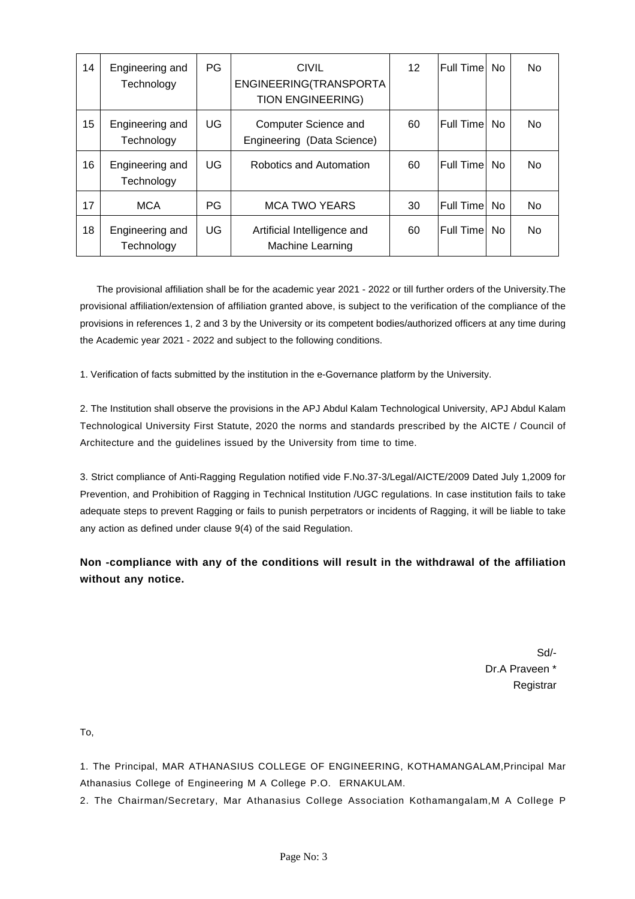| 14 | Engineering and Technology | PG | CIVIL ENGINEERING(TRANSPORTATION ENGINEERING) | 12 | Full Time | No | No |
|---|---|---|---|---|---|---|---|
| 15 | Engineering and Technology | UG | Computer Science and Engineering (Data Science) | 60 | Full Time | No | No |
| 16 | Engineering and Technology | UG | Robotics and Automation | 60 | Full Time | No | No |
| 17 | MCA | PG | MCA TWO YEARS | 30 | Full Time | No | No |
| 18 | Engineering and Technology | UG | Artificial Intelligence and Machine Learning | 60 | Full Time | No | No |

The provisional affiliation shall be for the academic year 2021 - 2022 or till further orders of the University.The provisional affiliation/extension of affiliation granted above, is subject to the verification of the compliance of the provisions in references 1, 2 and 3 by the University or its competent bodies/authorized officers at any time during the Academic year 2021 - 2022 and subject to the following conditions.

1. Verification of facts submitted by the institution in the e-Governance platform by the University.

2. The Institution shall observe the provisions in the APJ Abdul Kalam Technological University, APJ Abdul Kalam Technological University First Statute, 2020 the norms and standards prescribed by the AICTE / Council of Architecture and the guidelines issued by the University from time to time.

3. Strict compliance of Anti-Ragging Regulation notified vide F.No.37-3/Legal/AICTE/2009 Dated July 1,2009 for Prevention, and Prohibition of Ragging in Technical Institution /UGC regulations. In case institution fails to take adequate steps to prevent Ragging or fails to punish perpetrators or incidents of Ragging, it will be liable to take any action as defined under clause 9(4) of the said Regulation.

**Non -compliance with any of the conditions will result in the withdrawal of the affiliation without any notice.**

Sd/-
Dr.A Praveen *
Registrar

To,

1. The Principal, MAR ATHANASIUS COLLEGE OF ENGINEERING, KOTHAMANGALAM,Principal Mar Athanasius College of Engineering M A College P.O. ERNAKULAM.
2. The Chairman/Secretary, Mar Athanasius College Association Kothamangalam,M A College P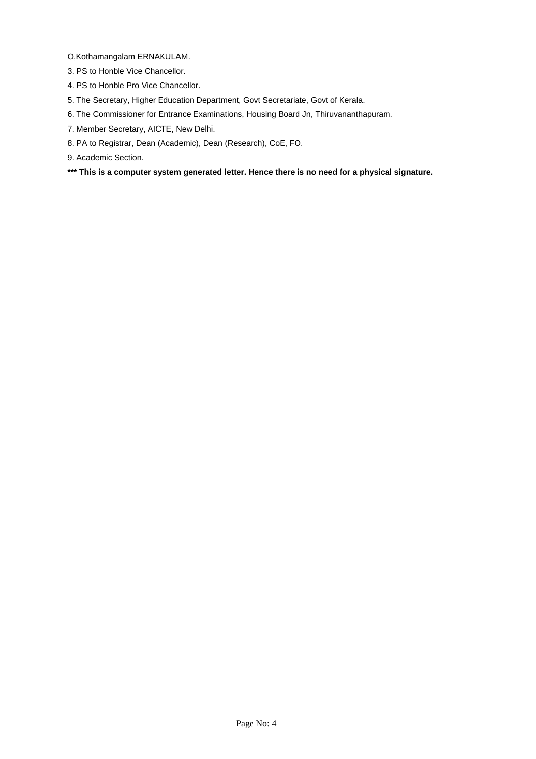O,Kothamangalam ERNAKULAM.

3. PS to Honble Vice Chancellor.
4. PS to Honble Pro Vice Chancellor.
5. The Secretary, Higher Education Department, Govt Secretariate, Govt of Kerala.
6. The Commissioner for Entrance Examinations, Housing Board Jn, Thiruvananthapuram.
7. Member Secretary, AICTE, New Delhi.
8. PA to Registrar, Dean (Academic), Dean (Research), CoE, FO.
9. Academic Section.

**\*\*\* This is a computer system generated letter. Hence there is no need for a physical signature.**